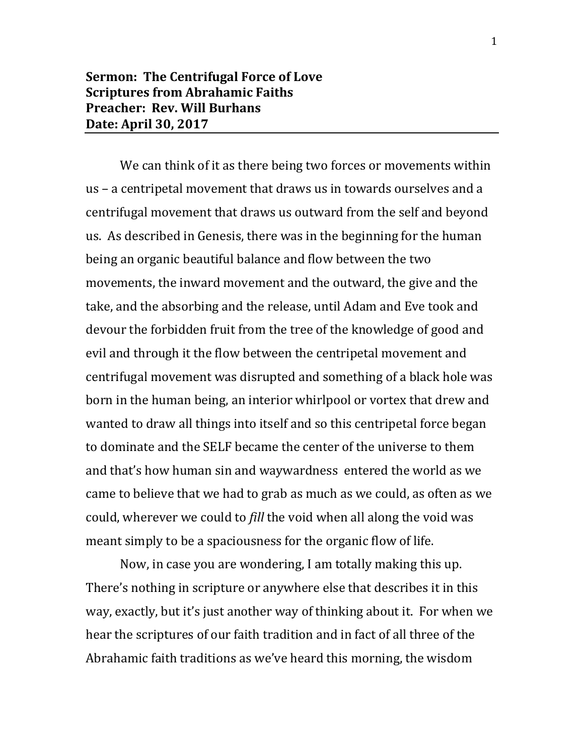**Sermon: The Centrifugal Force of Love**
**Scriptures from Abrahamic Faiths**
**Preacher: Rev. Will Burhans**
**Date: April 30, 2017**

---

We can think of it as there being two forces or movements within us – a centripetal movement that draws us in towards ourselves and a centrifugal movement that draws us outward from the self and beyond us. As described in Genesis, there was in the beginning for the human being an organic beautiful balance and flow between the two movements, the inward movement and the outward, the give and the take, and the absorbing and the release, until Adam and Eve took and devour the forbidden fruit from the tree of the knowledge of good and evil and through it the flow between the centripetal movement and centrifugal movement was disrupted and something of a black hole was born in the human being, an interior whirlpool or vortex that drew and wanted to draw all things into itself and so this centripetal force began to dominate and the SELF became the center of the universe to them and that's how human sin and waywardness entered the world as we came to believe that we had to grab as much as we could, as often as we could, wherever we could to *fill* the void when all along the void was meant simply to be a spaciousness for the organic flow of life.

Now, in case you are wondering, I am totally making this up. There's nothing in scripture or anywhere else that describes it in this way, exactly, but it's just another way of thinking about it. For when we hear the scriptures of our faith tradition and in fact of all three of the Abrahamic faith traditions as we've heard this morning, the wisdom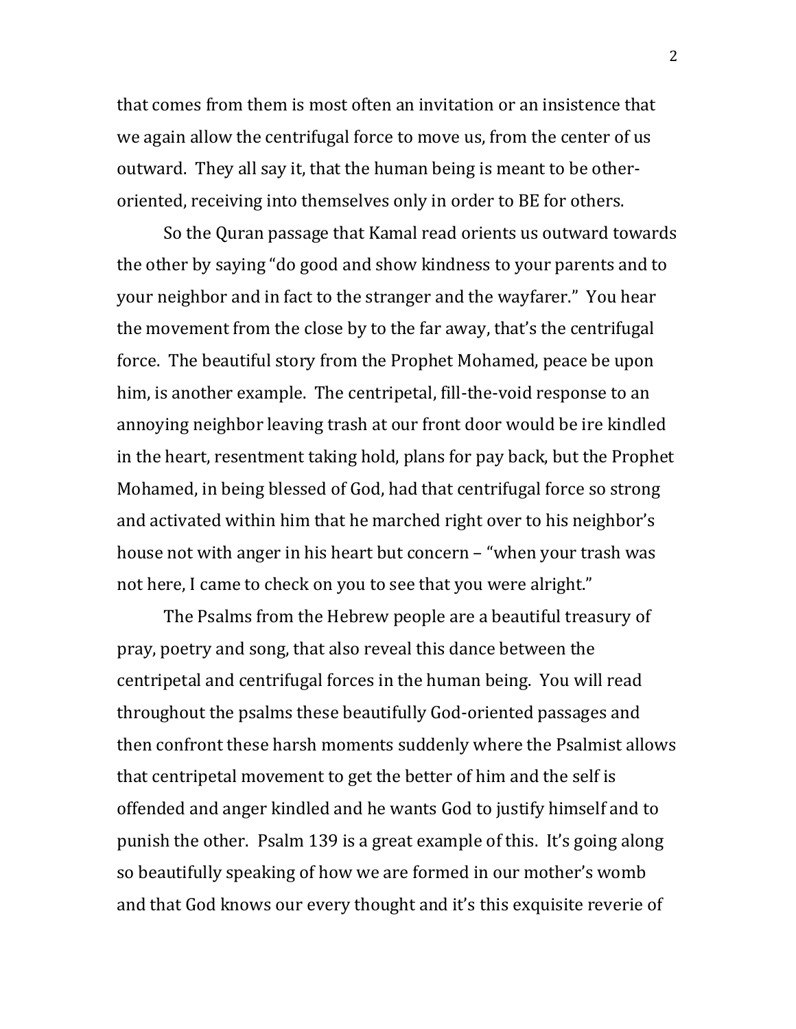that comes from them is most often an invitation or an insistence that we again allow the centrifugal force to move us, from the center of us outward. They all say it, that the human being is meant to be other-oriented, receiving into themselves only in order to BE for others.

So the Quran passage that Kamal read orients us outward towards the other by saying "do good and show kindness to your parents and to your neighbor and in fact to the stranger and the wayfarer." You hear the movement from the close by to the far away, that's the centrifugal force. The beautiful story from the Prophet Mohamed, peace be upon him, is another example. The centripetal, fill-the-void response to an annoying neighbor leaving trash at our front door would be ire kindled in the heart, resentment taking hold, plans for pay back, but the Prophet Mohamed, in being blessed of God, had that centrifugal force so strong and activated within him that he marched right over to his neighbor's house not with anger in his heart but concern – "when your trash was not here, I came to check on you to see that you were alright."

The Psalms from the Hebrew people are a beautiful treasury of pray, poetry and song, that also reveal this dance between the centripetal and centrifugal forces in the human being. You will read throughout the psalms these beautifully God-oriented passages and then confront these harsh moments suddenly where the Psalmist allows that centripetal movement to get the better of him and the self is offended and anger kindled and he wants God to justify himself and to punish the other. Psalm 139 is a great example of this. It's going along so beautifully speaking of how we are formed in our mother's womb and that God knows our every thought and it's this exquisite reverie of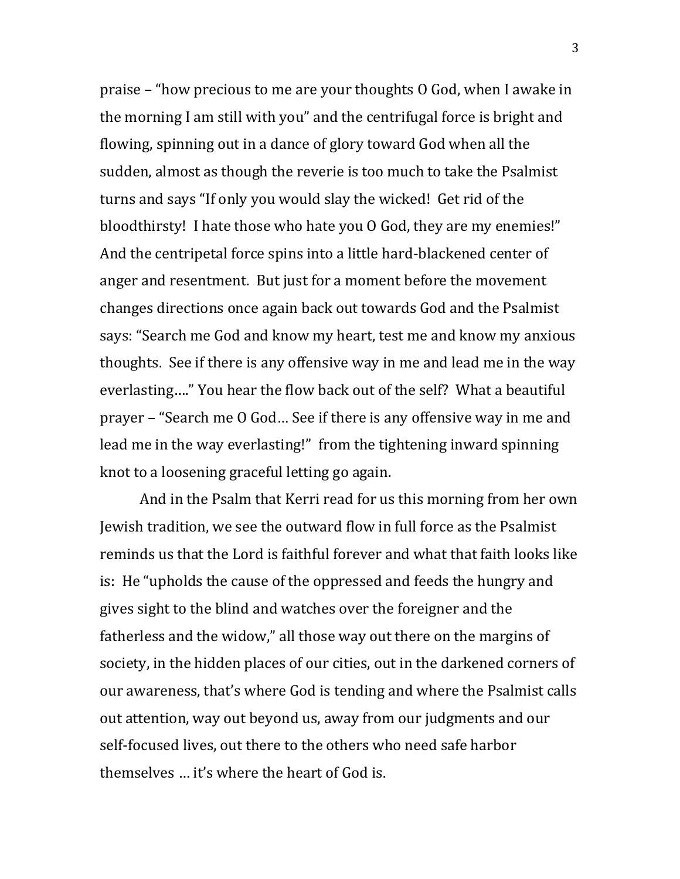praise – "how precious to me are your thoughts O God, when I awake in the morning I am still with you" and the centrifugal force is bright and flowing, spinning out in a dance of glory toward God when all the sudden, almost as though the reverie is too much to take the Psalmist turns and says "If only you would slay the wicked! Get rid of the bloodthirsty! I hate those who hate you O God, they are my enemies!" And the centripetal force spins into a little hard-blackened center of anger and resentment. But just for a moment before the movement changes directions once again back out towards God and the Psalmist says: "Search me God and know my heart, test me and know my anxious thoughts. See if there is any offensive way in me and lead me in the way everlasting…." You hear the flow back out of the self? What a beautiful prayer – "Search me O God… See if there is any offensive way in me and lead me in the way everlasting!" from the tightening inward spinning knot to a loosening graceful letting go again.

And in the Psalm that Kerri read for us this morning from her own Jewish tradition, we see the outward flow in full force as the Psalmist reminds us that the Lord is faithful forever and what that faith looks like is: He "upholds the cause of the oppressed and feeds the hungry and gives sight to the blind and watches over the foreigner and the fatherless and the widow," all those way out there on the margins of society, in the hidden places of our cities, out in the darkened corners of our awareness, that's where God is tending and where the Psalmist calls out attention, way out beyond us, away from our judgments and our self-focused lives, out there to the others who need safe harbor themselves … it's where the heart of God is.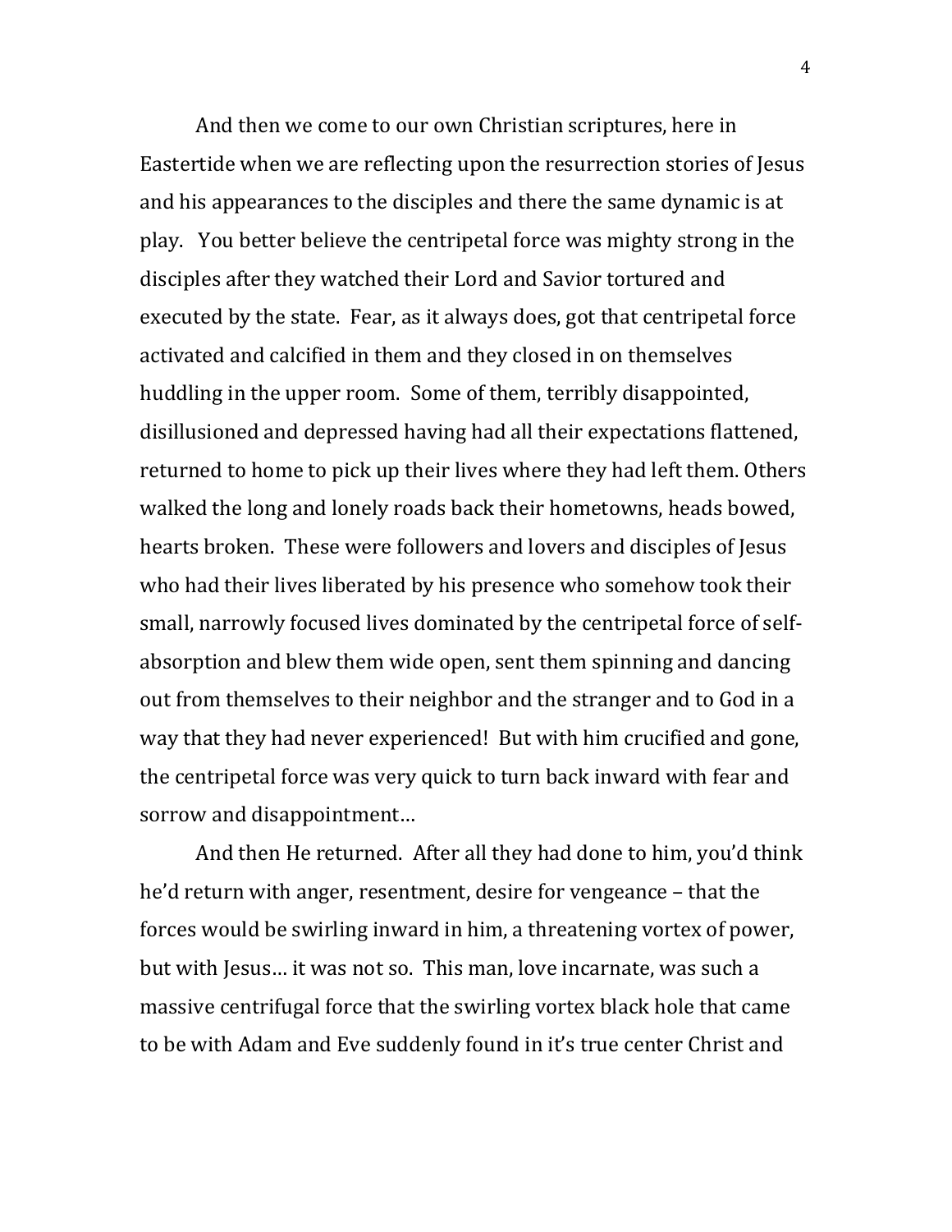And then we come to our own Christian scriptures, here in Eastertide when we are reflecting upon the resurrection stories of Jesus and his appearances to the disciples and there the same dynamic is at play. You better believe the centripetal force was mighty strong in the disciples after they watched their Lord and Savior tortured and executed by the state. Fear, as it always does, got that centripetal force activated and calcified in them and they closed in on themselves huddling in the upper room. Some of them, terribly disappointed, disillusioned and depressed having had all their expectations flattened, returned to home to pick up their lives where they had left them. Others walked the long and lonely roads back their hometowns, heads bowed, hearts broken. These were followers and lovers and disciples of Jesus who had their lives liberated by his presence who somehow took their small, narrowly focused lives dominated by the centripetal force of self-absorption and blew them wide open, sent them spinning and dancing out from themselves to their neighbor and the stranger and to God in a way that they had never experienced! But with him crucified and gone, the centripetal force was very quick to turn back inward with fear and sorrow and disappointment…

And then He returned. After all they had done to him, you'd think he'd return with anger, resentment, desire for vengeance – that the forces would be swirling inward in him, a threatening vortex of power, but with Jesus… it was not so. This man, love incarnate, was such a massive centrifugal force that the swirling vortex black hole that came to be with Adam and Eve suddenly found in it's true center Christ and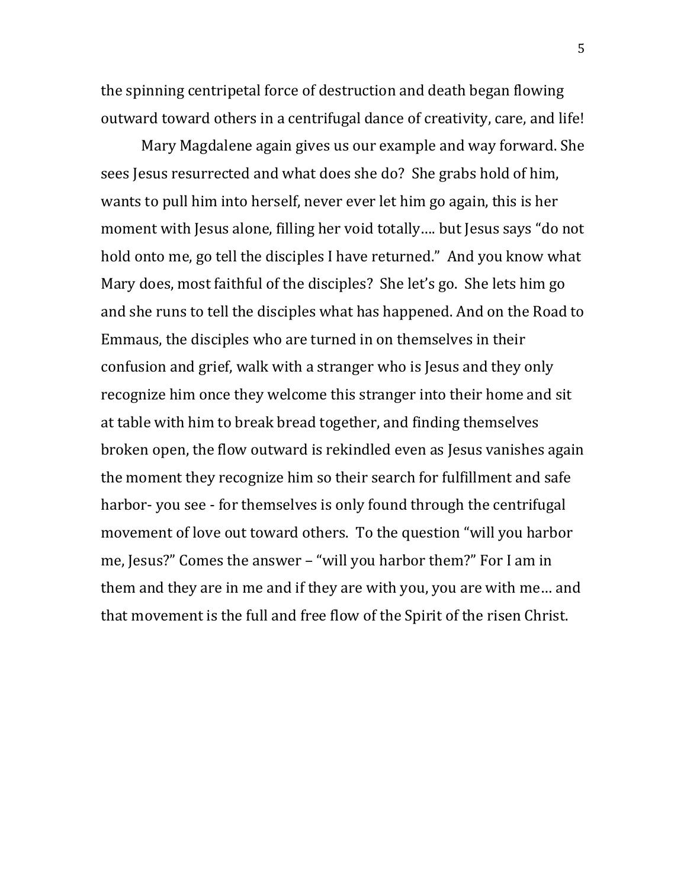the spinning centripetal force of destruction and death began flowing outward toward others in a centrifugal dance of creativity, care, and life!

Mary Magdalene again gives us our example and way forward. She sees Jesus resurrected and what does she do? She grabs hold of him, wants to pull him into herself, never ever let him go again, this is her moment with Jesus alone, filling her void totally…. but Jesus says "do not hold onto me, go tell the disciples I have returned." And you know what Mary does, most faithful of the disciples? She let's go. She lets him go and she runs to tell the disciples what has happened. And on the Road to Emmaus, the disciples who are turned in on themselves in their confusion and grief, walk with a stranger who is Jesus and they only recognize him once they welcome this stranger into their home and sit at table with him to break bread together, and finding themselves broken open, the flow outward is rekindled even as Jesus vanishes again the moment they recognize him so their search for fulfillment and safe harbor- you see - for themselves is only found through the centrifugal movement of love out toward others. To the question "will you harbor me, Jesus?" Comes the answer – "will you harbor them?" For I am in them and they are in me and if they are with you, you are with me… and that movement is the full and free flow of the Spirit of the risen Christ.